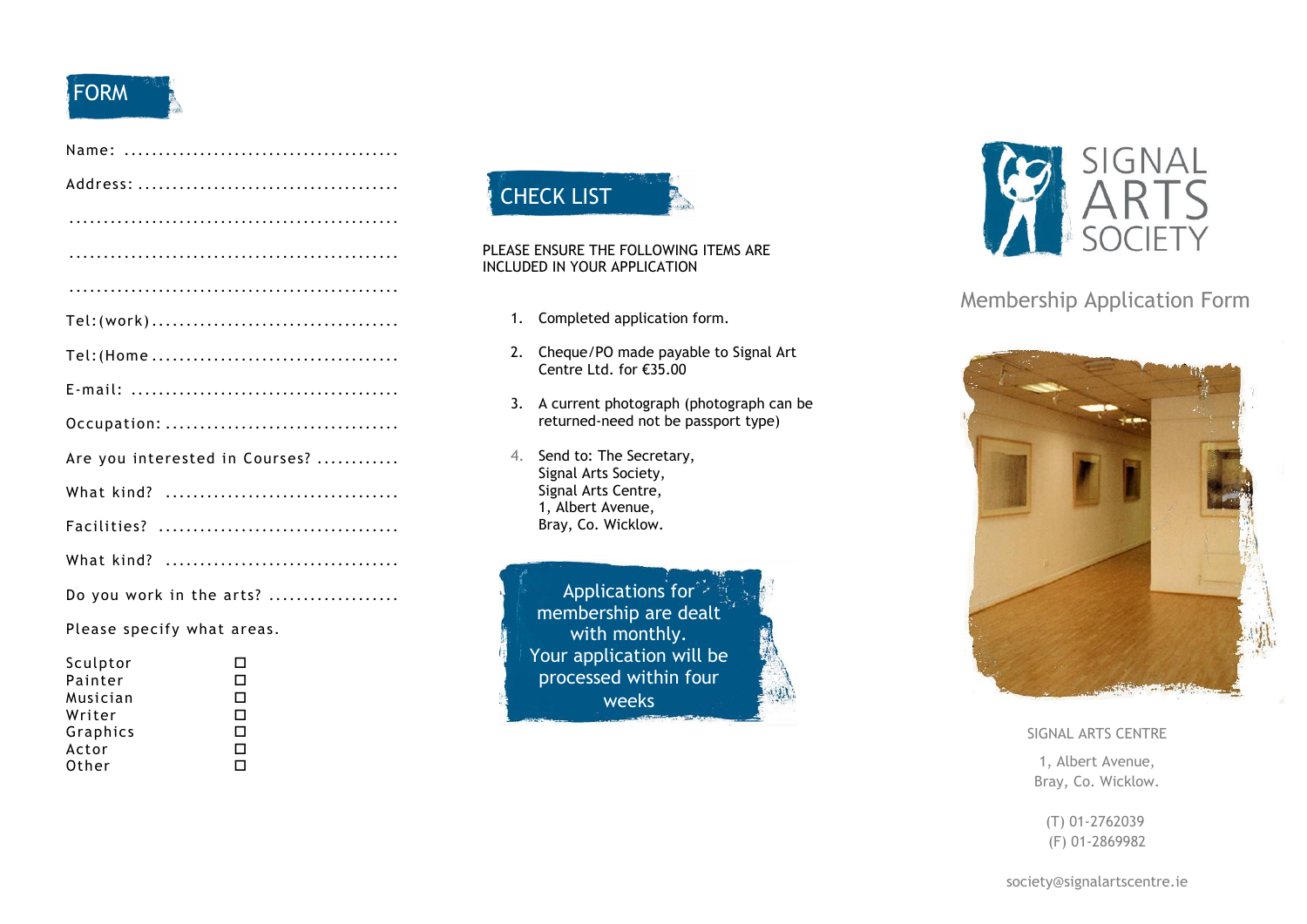## FORM

Name: .......................................

Address: .....................................

...............................................

...............................................

...............................................

Tel:(work)...................................

Tel:(Home...................................

E-mail: ......................................

Occupation: .................................

Are you interested in Courses? ............

What kind? .................................

Facilities? ..................................

What kind? .................................

Do you work in the arts? ..................

Please specify what areas.

- Sculptor ☐
- Painter ☐
- Musician ☐
- Writer ☐
- Graphics ☐
- Actor ☐
- Other ☐

## CHECK LIST

PLEASE ENSURE THE FOLLOWING ITEMS ARE INCLUDED IN YOUR APPLICATION

1. Completed application form.
2. Cheque/PO made payable to Signal Art Centre Ltd. for €35.00
3. A current photograph (photograph can be returned-need not be passport type)
4. Send to: The Secretary,
   Signal Arts Society,
   Signal Arts Centre,
   1, Albert Avenue,
   Bray, Co. Wicklow.

Applications for membership are dealt with monthly.
Your application will be processed within four weeks

# SIGNAL ARTS SOCIETY

## Membership Application Form

SIGNAL ARTS CENTRE

1, Albert Avenue,
Bray, Co. Wicklow.

(T) 01-2762039
(F) 01-2869982

society@signalartscentre.ie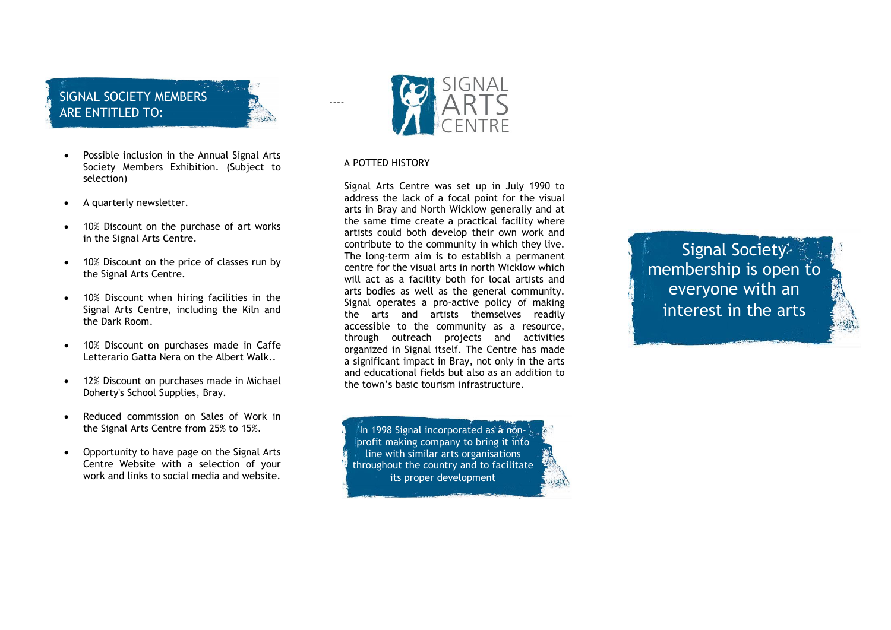## SIGNAL SOCIETY MEMBERS ARE ENTITLED TO:

- Possible inclusion in the Annual Signal Arts Society Members Exhibition. (Subject to selection)
- A quarterly newsletter.
- 10% Discount on the purchase of art works in the Signal Arts Centre.
- 10% Discount on the price of classes run by the Signal Arts Centre.
- 10% Discount when hiring facilities in the Signal Arts Centre, including the Kiln and the Dark Room.
- 10% Discount on purchases made in Caffe Letterario Gatta Nera on the Albert Walk..
- 12% Discount on purchases made in Michael Doherty's School Supplies, Bray.
- Reduced commission on Sales of Work in the Signal Arts Centre from 25% to 15%.
- Opportunity to have page on the Signal Arts Centre Website with a selection of your work and links to social media and website.

----

SIGNAL ARTS CENTRE

A POTTED HISTORY

Signal Arts Centre was set up in July 1990 to address the lack of a focal point for the visual arts in Bray and North Wicklow generally and at the same time create a practical facility where artists could both develop their own work and contribute to the community in which they live. The long-term aim is to establish a permanent centre for the visual arts in north Wicklow which will act as a facility both for local artists and arts bodies as well as the general community. Signal operates a pro-active policy of making the arts and artists themselves readily accessible to the community as a resource, through outreach projects and activities organized in Signal itself. The Centre has made a significant impact in Bray, not only in the arts and educational fields but also as an addition to the town's basic tourism infrastructure.

In 1998 Signal incorporated as a non-profit making company to bring it into line with similar arts organisations throughout the country and to facilitate its proper development

Signal Society membership is open to everyone with an interest in the arts